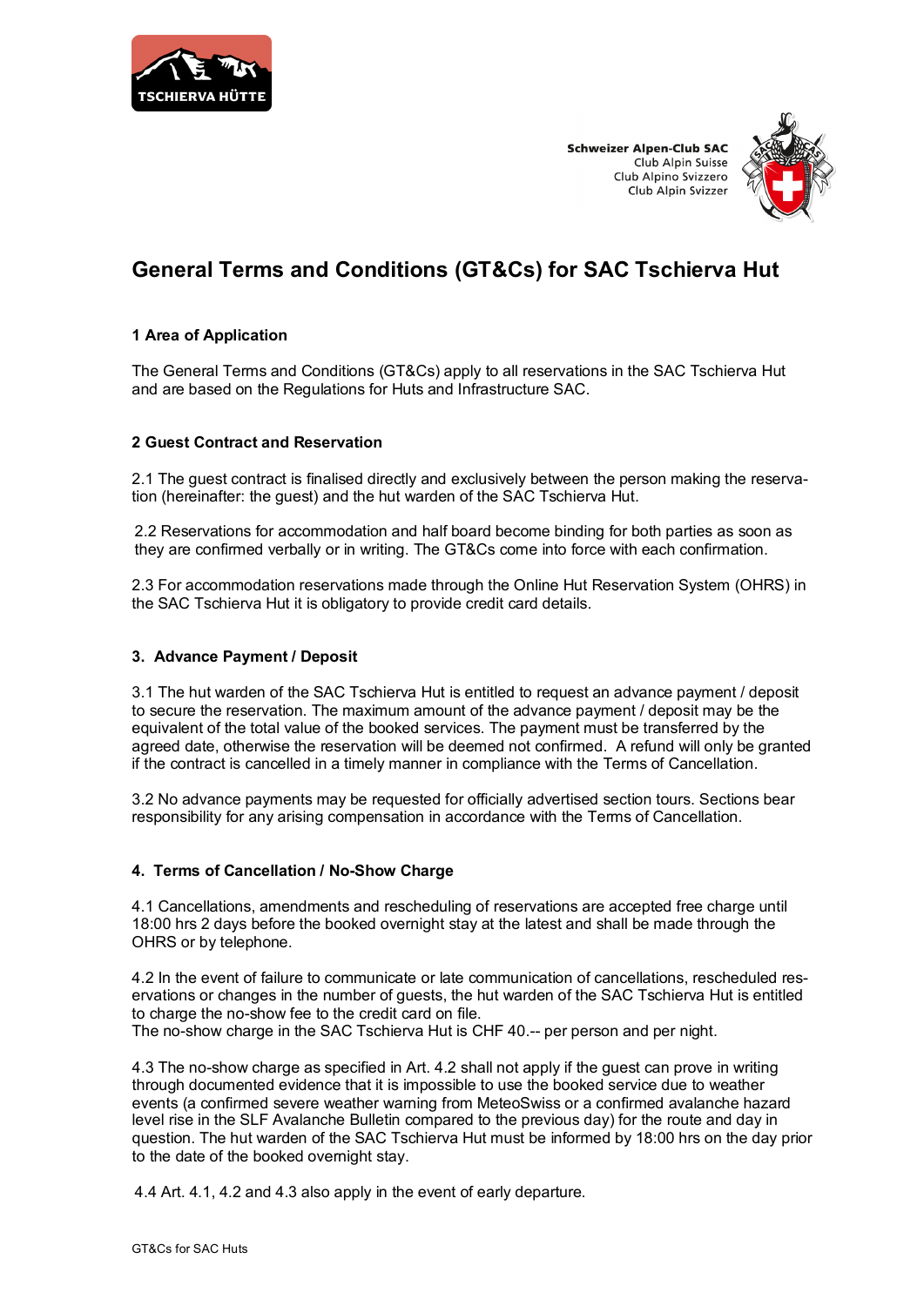Schweizer Alpen-Club SAC
Club Alpin Suisse
Club Alpino Svizzero
Club Alpin Svizzer

# General Terms and Conditions (GT&Cs) for SAC Tschierva Hut

### 1 Area of Application

The General Terms and Conditions (GT&Cs) apply to all reservations in the SAC Tschierva Hut and are based on the Regulations for Huts and Infrastructure SAC.

### 2 Guest Contract and Reservation

2.1 The guest contract is finalised directly and exclusively between the person making the reservation (hereinafter: the guest) and the hut warden of the SAC Tschierva Hut.

2.2 Reservations for accommodation and half board become binding for both parties as soon as they are confirmed verbally or in writing. The GT&Cs come into force with each confirmation.

2.3 For accommodation reservations made through the Online Hut Reservation System (OHRS) in the SAC Tschierva Hut it is obligatory to provide credit card details.

### 3. Advance Payment / Deposit

3.1 The hut warden of the SAC Tschierva Hut is entitled to request an advance payment / deposit to secure the reservation. The maximum amount of the advance payment / deposit may be the equivalent of the total value of the booked services. The payment must be transferred by the agreed date, otherwise the reservation will be deemed not confirmed. A refund will only be granted if the contract is cancelled in a timely manner in compliance with the Terms of Cancellation.

3.2 No advance payments may be requested for officially advertised section tours. Sections bear responsibility for any arising compensation in accordance with the Terms of Cancellation.

### 4. Terms of Cancellation / No-Show Charge

4.1 Cancellations, amendments and rescheduling of reservations are accepted free charge until 18:00 hrs 2 days before the booked overnight stay at the latest and shall be made through the OHRS or by telephone.

4.2 In the event of failure to communicate or late communication of cancellations, rescheduled reservations or changes in the number of guests, the hut warden of the SAC Tschierva Hut is entitled to charge the no-show fee to the credit card on file.
The no-show charge in the SAC Tschierva Hut is CHF 40.-- per person and per night.

4.3 The no-show charge as specified in Art. 4.2 shall not apply if the guest can prove in writing through documented evidence that it is impossible to use the booked service due to weather events (a confirmed severe weather warning from MeteoSwiss or a confirmed avalanche hazard level rise in the SLF Avalanche Bulletin compared to the previous day) for the route and day in question. The hut warden of the SAC Tschierva Hut must be informed by 18:00 hrs on the day prior to the date of the booked overnight stay.

4.4 Art. 4.1, 4.2 and 4.3 also apply in the event of early departure.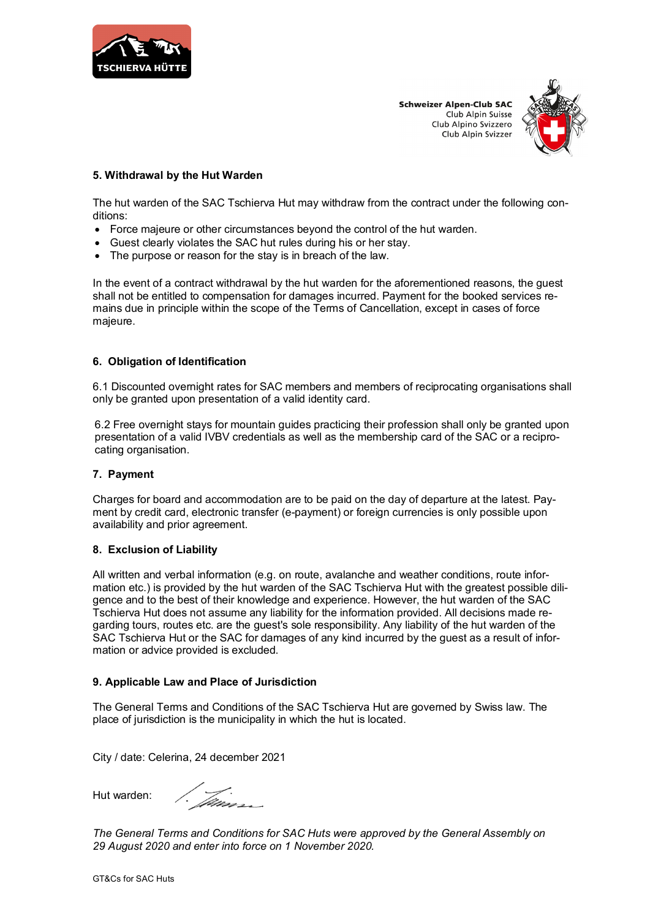## 5. Withdrawal by the Hut Warden

The hut warden of the SAC Tschierva Hut may withdraw from the contract under the following conditions:

- Force majeure or other circumstances beyond the control of the hut warden.
- Guest clearly violates the SAC hut rules during his or her stay.
- The purpose or reason for the stay is in breach of the law.

In the event of a contract withdrawal by the hut warden for the aforementioned reasons, the guest shall not be entitled to compensation for damages incurred. Payment for the booked services remains due in principle within the scope of the Terms of Cancellation, except in cases of force majeure.

## 6. Obligation of Identification

6.1 Discounted overnight rates for SAC members and members of reciprocating organisations shall only be granted upon presentation of a valid identity card.

6.2 Free overnight stays for mountain guides practicing their profession shall only be granted upon presentation of a valid IVBV credentials as well as the membership card of the SAC or a reciprocating organisation.

## 7. Payment

Charges for board and accommodation are to be paid on the day of departure at the latest. Payment by credit card, electronic transfer (e-payment) or foreign currencies is only possible upon availability and prior agreement.

## 8. Exclusion of Liability

All written and verbal information (e.g. on route, avalanche and weather conditions, route information etc.) is provided by the hut warden of the SAC Tschierva Hut with the greatest possible diligence and to the best of their knowledge and experience. However, the hut warden of the SAC Tschierva Hut does not assume any liability for the information provided. All decisions made regarding tours, routes etc. are the guest's sole responsibility. Any liability of the hut warden of the SAC Tschierva Hut or the SAC for damages of any kind incurred by the guest as a result of information or advice provided is excluded.

## 9. Applicable Law and Place of Jurisdiction

The General Terms and Conditions of the SAC Tschierva Hut are governed by Swiss law. The place of jurisdiction is the municipality in which the hut is located.

City / date: Celerina, 24 december 2021

Hut warden:

*The General Terms and Conditions for SAC Huts were approved by the General Assembly on 29 August 2020 and enter into force on 1 November 2020.*